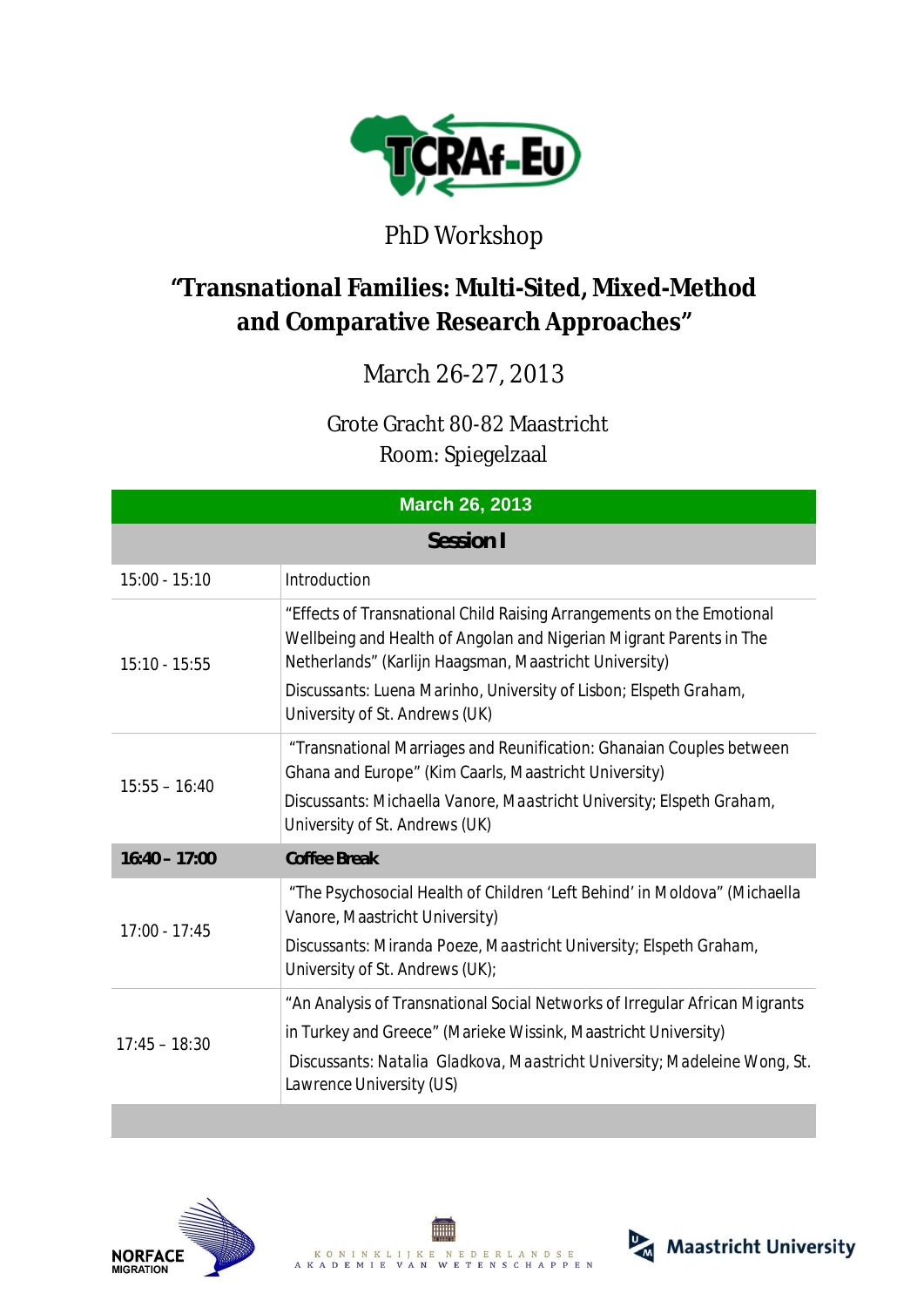PhD Workshop

# "Transnational Families: Multi-Sited, Mixed-Method and Comparative Research Approaches"

March 26-27, 2013

Grote Gracht 80-82 Maastricht
Room: Spiegelzaal

| March 26, 2013 | |
|---|---|
| **Session I** | |
| 15:00 - 15:10 | Introduction |
| 15:10 - 15:55 | "Effects of Transnational Child Raising Arrangements on the Emotional Wellbeing and Health of Angolan and Nigerian Migrant Parents in The Netherlands" (Karlijn Haagsman, Maastricht University)<br>Discussants: Luena Marinho, University of Lisbon; Elspeth Graham, University of St. Andrews (UK) |
| 15:55 – 16:40 | "Transnational Marriages and Reunification: Ghanaian Couples between Ghana and Europe" (Kim Caarls, Maastricht University)<br>Discussants: Michaella Vanore, Maastricht University; Elspeth Graham, University of St. Andrews (UK) |
| **16:40 – 17:00** | **Coffee Break** |
| 17:00 - 17:45 | "The Psychosocial Health of Children 'Left Behind' in Moldova" (Michaella Vanore, Maastricht University)<br>Discussants: Miranda Poeze, Maastricht University; Elspeth Graham, University of St. Andrews (UK); |
| 17:45 – 18:30 | "An Analysis of Transnational Social Networks of Irregular African Migrants in Turkey and Greece" (Marieke Wissink, Maastricht University)<br>Discussants: Natalia Gladkova, Maastricht University; Madeleine Wong, St. Lawrence University (US) |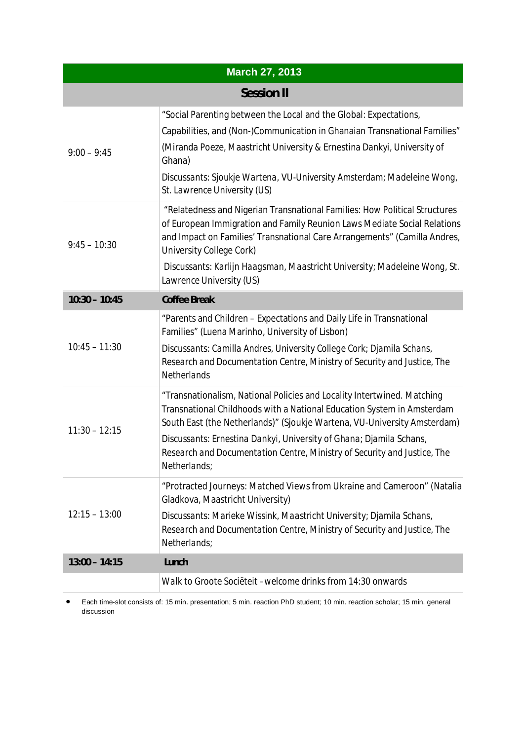| March 27, 2013 | |
|---|---|
| **Session II** | |
| 9:00 – 9:45 | "Social Parenting between the Local and the Global: Expectations, Capabilities, and (Non-)Communication in Ghanaian Transnational Families" (Miranda Poeze, Maastricht University & Ernestina Dankyi, University of Ghana)<br>Discussants: Sjoukje Wartena, VU-University Amsterdam; Madeleine Wong, St. Lawrence University (US) |
| 9:45 – 10:30 | "Relatedness and Nigerian Transnational Families: How Political Structures of European Immigration and Family Reunion Laws Mediate Social Relations and Impact on Families' Transnational Care Arrangements" (Camilla Andres, University College Cork)<br>Discussants: Karlijn Haagsman, Maastricht University; Madeleine Wong, St. Lawrence University (US) |
| **10:30 – 10:45** | **Coffee Break** |
| 10:45 – 11:30 | "Parents and Children – Expectations and Daily Life in Transnational Families" (Luena Marinho, University of Lisbon)<br>Discussants: Camilla Andres, University College Cork; Djamila Schans, Research and Documentation Centre, Ministry of Security and Justice, The Netherlands |
| 11:30 – 12:15 | "Transnationalism, National Policies and Locality Intertwined. Matching Transnational Childhoods with a National Education System in Amsterdam South East (the Netherlands)" (Sjoukje Wartena, VU-University Amsterdam)<br>Discussants: Ernestina Dankyi, University of Ghana; Djamila Schans, Research and Documentation Centre, Ministry of Security and Justice, The Netherlands; |
| 12:15 – 13:00 | "Protracted Journeys: Matched Views from Ukraine and Cameroon" (Natalia Gladkova, Maastricht University)<br>Discussants: Marieke Wissink, Maastricht University; Djamila Schans, Research and Documentation Centre, Ministry of Security and Justice, The Netherlands; |
| **13:00 – 14:15** | **Lunch** |
| | Walk to Groote Sociëteit –welcome drinks from 14:30 onwards |

- Each time-slot consists of: 15 min. presentation; 5 min. reaction PhD student; 10 min. reaction scholar; 15 min. general discussion